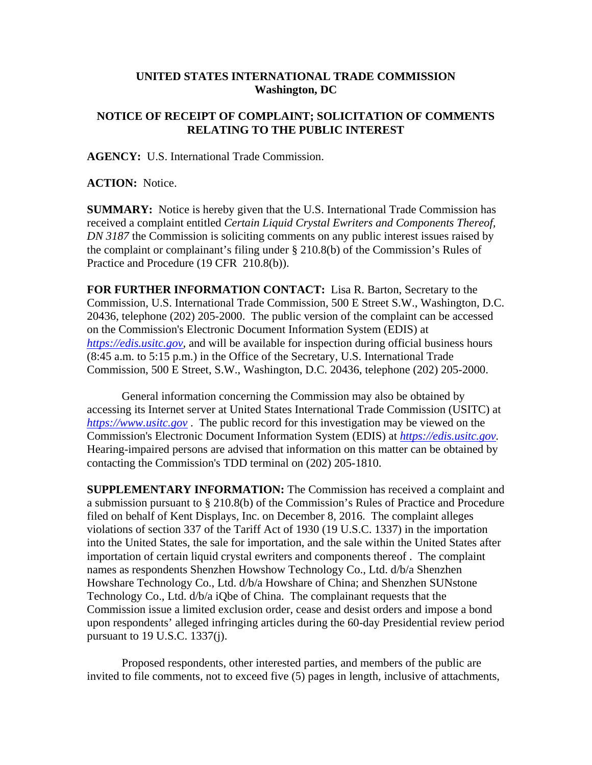**UNITED STATES INTERNATIONAL TRADE COMMISSION**
**Washington, DC**

**NOTICE OF RECEIPT OF COMPLAINT; SOLICITATION OF COMMENTS RELATING TO THE PUBLIC INTEREST**

**AGENCY:** U.S. International Trade Commission.

**ACTION:** Notice.

**SUMMARY:** Notice is hereby given that the U.S. International Trade Commission has received a complaint entitled *Certain Liquid Crystal Ewriters and Components Thereof, DN 3187* the Commission is soliciting comments on any public interest issues raised by the complaint or complainant's filing under § 210.8(b) of the Commission's Rules of Practice and Procedure (19 CFR 210.8(b)).

**FOR FURTHER INFORMATION CONTACT:** Lisa R. Barton, Secretary to the Commission, U.S. International Trade Commission, 500 E Street S.W., Washington, D.C. 20436, telephone (202) 205-2000. The public version of the complaint can be accessed on the Commission's Electronic Document Information System (EDIS) at *https://edis.usitc.gov*, and will be available for inspection during official business hours (8:45 a.m. to 5:15 p.m.) in the Office of the Secretary, U.S. International Trade Commission, 500 E Street, S.W., Washington, D.C. 20436, telephone (202) 205-2000.

General information concerning the Commission may also be obtained by accessing its Internet server at United States International Trade Commission (USITC) at *https://www.usitc.gov* . The public record for this investigation may be viewed on the Commission's Electronic Document Information System (EDIS) at *https://edis.usitc.gov*. Hearing-impaired persons are advised that information on this matter can be obtained by contacting the Commission's TDD terminal on (202) 205-1810.

**SUPPLEMENTARY INFORMATION:** The Commission has received a complaint and a submission pursuant to § 210.8(b) of the Commission's Rules of Practice and Procedure filed on behalf of Kent Displays, Inc. on December 8, 2016. The complaint alleges violations of section 337 of the Tariff Act of 1930 (19 U.S.C. 1337) in the importation into the United States, the sale for importation, and the sale within the United States after importation of certain liquid crystal ewriters and components thereof . The complaint names as respondents Shenzhen Howshow Technology Co., Ltd. d/b/a Shenzhen Howshare Technology Co., Ltd. d/b/a Howshare of China; and Shenzhen SUNstone Technology Co., Ltd. d/b/a iQbe of China. The complainant requests that the Commission issue a limited exclusion order, cease and desist orders and impose a bond upon respondents' alleged infringing articles during the 60-day Presidential review period pursuant to 19 U.S.C. 1337(j).

Proposed respondents, other interested parties, and members of the public are invited to file comments, not to exceed five (5) pages in length, inclusive of attachments,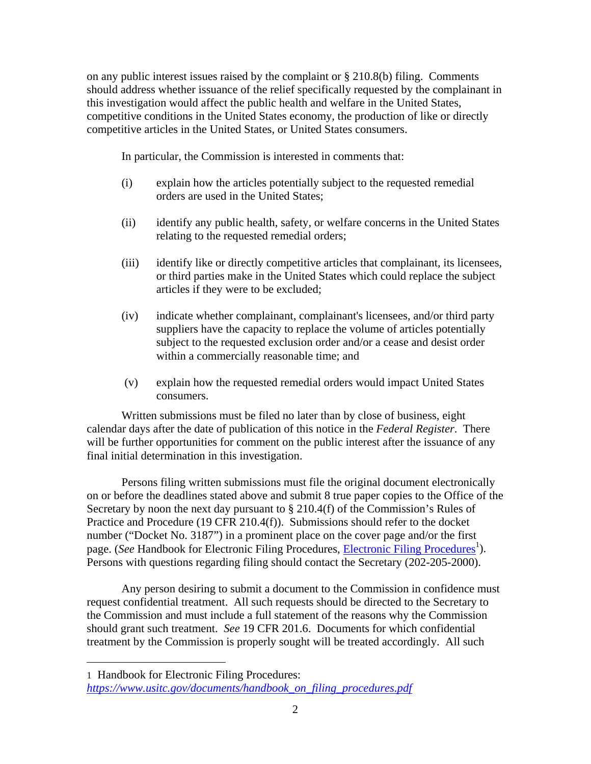on any public interest issues raised by the complaint or § 210.8(b) filing. Comments should address whether issuance of the relief specifically requested by the complainant in this investigation would affect the public health and welfare in the United States, competitive conditions in the United States economy, the production of like or directly competitive articles in the United States, or United States consumers.

In particular, the Commission is interested in comments that:

(i) explain how the articles potentially subject to the requested remedial orders are used in the United States;

(ii) identify any public health, safety, or welfare concerns in the United States relating to the requested remedial orders;

(iii) identify like or directly competitive articles that complainant, its licensees, or third parties make in the United States which could replace the subject articles if they were to be excluded;

(iv) indicate whether complainant, complainant's licensees, and/or third party suppliers have the capacity to replace the volume of articles potentially subject to the requested exclusion order and/or a cease and desist order within a commercially reasonable time; and

(v) explain how the requested remedial orders would impact United States consumers.

Written submissions must be filed no later than by close of business, eight calendar days after the date of publication of this notice in the *Federal Register*. There will be further opportunities for comment on the public interest after the issuance of any final initial determination in this investigation.

Persons filing written submissions must file the original document electronically on or before the deadlines stated above and submit 8 true paper copies to the Office of the Secretary by noon the next day pursuant to § 210.4(f) of the Commission's Rules of Practice and Procedure (19 CFR 210.4(f)). Submissions should refer to the docket number ("Docket No. 3187") in a prominent place on the cover page and/or the first page. (*See* Handbook for Electronic Filing Procedures, Electronic Filing Procedures[1]). Persons with questions regarding filing should contact the Secretary (202-205-2000).

Any person desiring to submit a document to the Commission in confidence must request confidential treatment. All such requests should be directed to the Secretary to the Commission and must include a full statement of the reasons why the Commission should grant such treatment. *See* 19 CFR 201.6. Documents for which confidential treatment by the Commission is properly sought will be treated accordingly. All such

---

1 Handbook for Electronic Filing Procedures: *https://www.usitc.gov/documents/handbook_on_filing_procedures.pdf*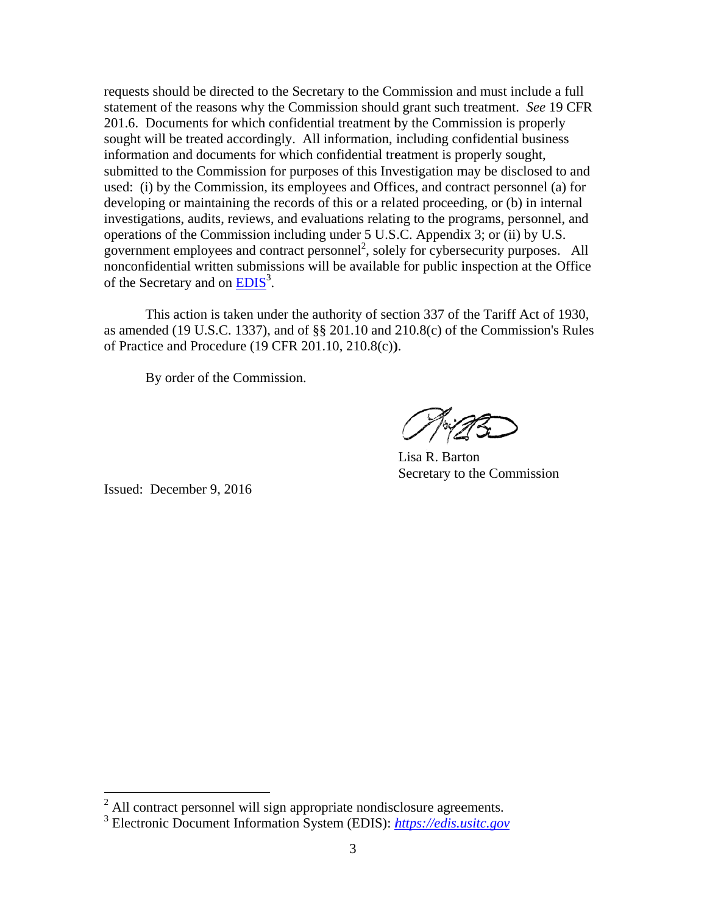requests should be directed to the Secretary to the Commission and must include a full statement of the reasons why the Commission should grant such treatment. *See* 19 CFR 201.6. Documents for which confidential treatment by the Commission is properly sought will be treated accordingly. All information, including confidential business information and documents for which confidential treatment is properly sought, submitted to the Commission for purposes of this Investigation may be disclosed to and used: (i) by the Commission, its employees and Offices, and contract personnel (a) for developing or maintaining the records of this or a related proceeding, or (b) in internal investigations, audits, reviews, and evaluations relating to the programs, personnel, and operations of the Commission including under 5 U.S.C. Appendix 3; or (ii) by U.S. government employees and contract personnel[2], solely for cybersecurity purposes. All nonconfidential written submissions will be available for public inspection at the Office of the Secretary and on EDIS[3].

This action is taken under the authority of section 337 of the Tariff Act of 1930, as amended (19 U.S.C. 1337), and of §§ 201.10 and 210.8(c) of the Commission's Rules of Practice and Procedure (19 CFR 201.10, 210.8(c)).

By order of the Commission.

Lisa R. Barton
Secretary to the Commission

Issued: December 9, 2016

[2] All contract personnel will sign appropriate nondisclosure agreements.

[3] Electronic Document Information System (EDIS): *https://edis.usitc.gov*